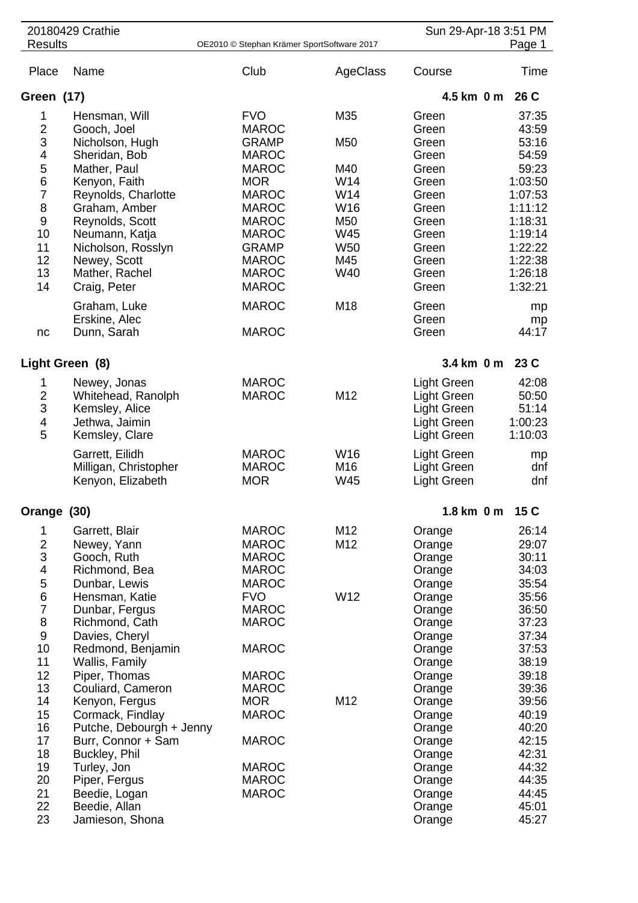# 20180429 Crathie

## Results

OE2010 © Stephan Krämer SportSoftware 2017

Sun 29-Apr-18 3:51 PM

| Place | Name | Club | AgeClass | Course | Time |
|---|---|---|---|---|---|
| **Green (17)** | | | | **4.5 km 0 m** | **26 C** |
| 1 | Hensman, Will | FVO | M35 | Green | 37:35 |
| 2 | Gooch, Joel | MAROC | | Green | 43:59 |
| 3 | Nicholson, Hugh | GRAMP | M50 | Green | 53:16 |
| 4 | Sheridan, Bob | MAROC | | Green | 54:59 |
| 5 | Mather, Paul | MAROC | M40 | Green | 59:23 |
| 6 | Kenyon, Faith | MOR | W14 | Green | 1:03:50 |
| 7 | Reynolds, Charlotte | MAROC | W14 | Green | 1:07:53 |
| 8 | Graham, Amber | MAROC | W16 | Green | 1:11:12 |
| 9 | Reynolds, Scott | MAROC | M50 | Green | 1:18:31 |
| 10 | Neumann, Katja | MAROC | W45 | Green | 1:19:14 |
| 11 | Nicholson, Rosslyn | GRAMP | W50 | Green | 1:22:22 |
| 12 | Newey, Scott | MAROC | M45 | Green | 1:22:38 |
| 13 | Mather, Rachel | MAROC | W40 | Green | 1:26:18 |
| 14 | Craig, Peter | MAROC | | Green | 1:32:21 |
| | Graham, Luke | MAROC | M18 | Green | mp |
| | Erskine, Alec | | | Green | mp |
| nc | Dunn, Sarah | MAROC | | Green | 44:17 |
| **Light Green (8)** | | | | **3.4 km 0 m** | **23 C** |
| 1 | Newey, Jonas | MAROC | | Light Green | 42:08 |
| 2 | Whitehead, Ranolph | MAROC | M12 | Light Green | 50:50 |
| 3 | Kemsley, Alice | | | Light Green | 51:14 |
| 4 | Jethwa, Jaimin | | | Light Green | 1:00:23 |
| 5 | Kemsley, Clare | | | Light Green | 1:10:03 |
| | Garrett, Eilidh | MAROC | W16 | Light Green | mp |
| | Milligan, Christopher | MAROC | M16 | Light Green | dnf |
| | Kenyon, Elizabeth | MOR | W45 | Light Green | dnf |
| **Orange (30)** | | | | **1.8 km 0 m** | **15 C** |
| 1 | Garrett, Blair | MAROC | M12 | Orange | 26:14 |
| 2 | Newey, Yann | MAROC | M12 | Orange | 29:07 |
| 3 | Gooch, Ruth | MAROC | | Orange | 30:11 |
| 4 | Richmond, Bea | MAROC | | Orange | 34:03 |
| 5 | Dunbar, Lewis | MAROC | | Orange | 35:54 |
| 6 | Hensman, Katie | FVO | W12 | Orange | 35:56 |
| 7 | Dunbar, Fergus | MAROC | | Orange | 36:50 |
| 8 | Richmond, Cath | MAROC | | Orange | 37:23 |
| 9 | Davies, Cheryl | | | Orange | 37:34 |
| 10 | Redmond, Benjamin | MAROC | | Orange | 37:53 |
| 11 | Wallis, Family | | | Orange | 38:19 |
| 12 | Piper, Thomas | MAROC | | Orange | 39:18 |
| 13 | Couliard, Cameron | MAROC | | Orange | 39:36 |
| 14 | Kenyon, Fergus | MOR | M12 | Orange | 39:56 |
| 15 | Cormack, Findlay | MAROC | | Orange | 40:19 |
| 16 | Putche, Debourgh + Jenny | | | Orange | 40:20 |
| 17 | Burr, Connor + Sam | MAROC | | Orange | 42:15 |
| 18 | Buckley, Phil | | | Orange | 42:31 |
| 19 | Turley, Jon | MAROC | | Orange | 44:32 |
| 20 | Piper, Fergus | MAROC | | Orange | 44:35 |
| 21 | Beedie, Logan | MAROC | | Orange | 44:45 |
| 22 | Beedie, Allan | | | Orange | 45:01 |
| 23 | Jamieson, Shona | | | Orange | 45:27 |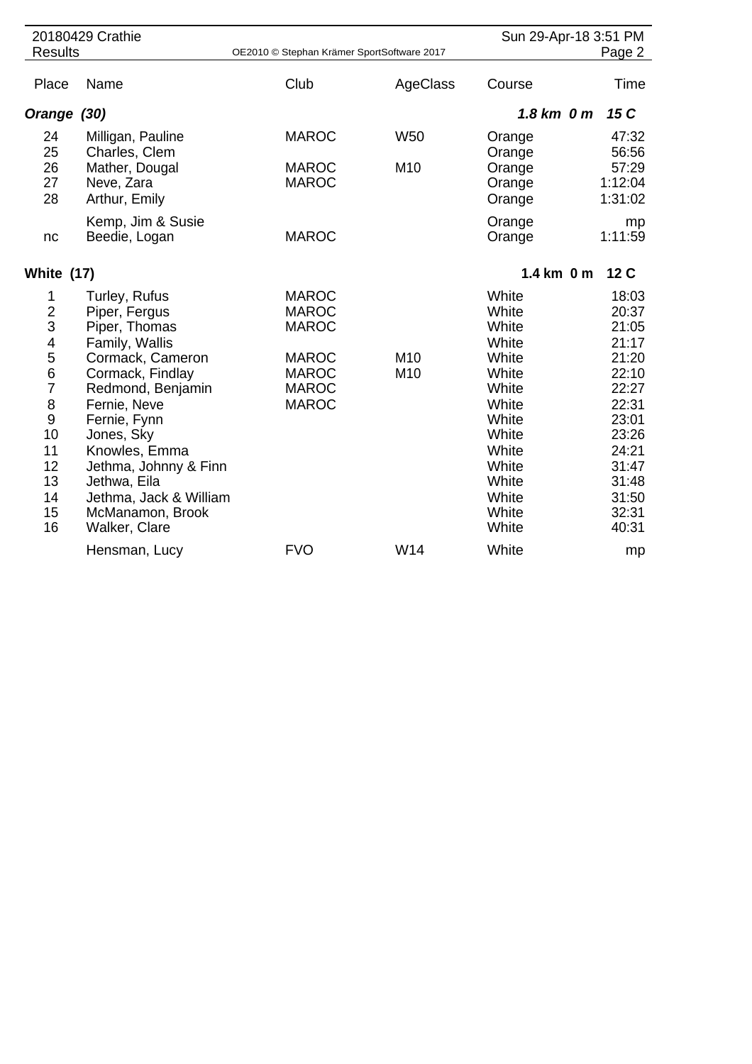| Place | Name | Club | AgeClass | Course | Time |
|---|---|---|---|---|---|
| ***Orange (30)*** | | | | ***1.8 km 0 m*** | ***15 C*** |
| 24 | Milligan, Pauline | MAROC | W50 | Orange | 47:32 |
| 25 | Charles, Clem | | | Orange | 56:56 |
| 26 | Mather, Dougal | MAROC | M10 | Orange | 57:29 |
| 27 | Neve, Zara | MAROC | | Orange | 1:12:04 |
| 28 | Arthur, Emily | | | Orange | 1:31:02 |
| | Kemp, Jim & Susie | | | Orange | mp |
| nc | Beedie, Logan | MAROC | | Orange | 1:11:59 |
| **White (17)** | | | | **1.4 km 0 m** | **12 C** |
| 1 | Turley, Rufus | MAROC | | White | 18:03 |
| 2 | Piper, Fergus | MAROC | | White | 20:37 |
| 3 | Piper, Thomas | MAROC | | White | 21:05 |
| 4 | Family, Wallis | | | White | 21:17 |
| 5 | Cormack, Cameron | MAROC | M10 | White | 21:20 |
| 6 | Cormack, Findlay | MAROC | M10 | White | 22:10 |
| 7 | Redmond, Benjamin | MAROC | | White | 22:27 |
| 8 | Fernie, Neve | MAROC | | White | 22:31 |
| 9 | Fernie, Fynn | | | White | 23:01 |
| 10 | Jones, Sky | | | White | 23:26 |
| 11 | Knowles, Emma | | | White | 24:21 |
| 12 | Jethma, Johnny & Finn | | | White | 31:47 |
| 13 | Jethwa, Eila | | | White | 31:48 |
| 14 | Jethma, Jack & William | | | White | 31:50 |
| 15 | McManamon, Brook | | | White | 32:31 |
| 16 | Walker, Clare | | | White | 40:31 |
| | Hensman, Lucy | FVO | W14 | White | mp |